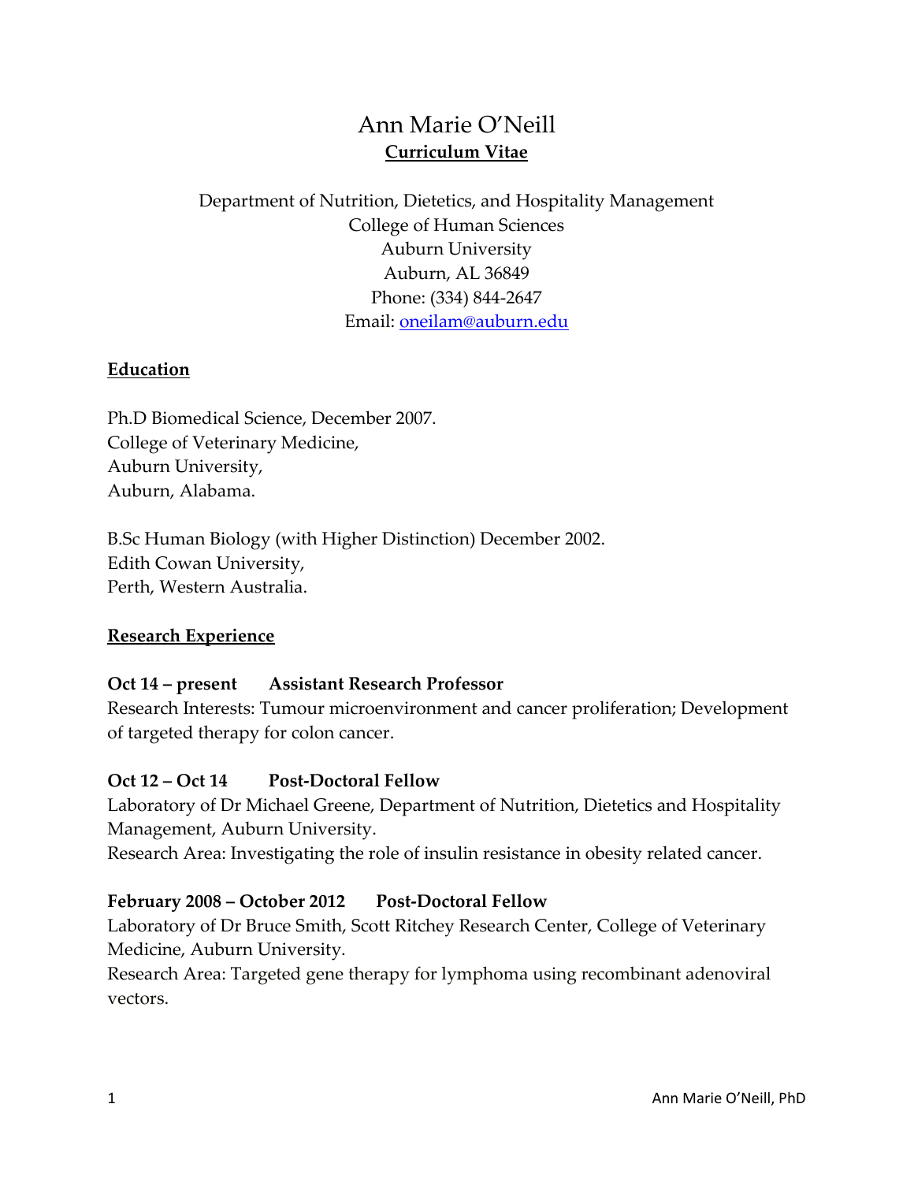# Ann Marie O'Neill

## Curriculum Vitae

Department of Nutrition, Dietetics, and Hospitality Management
College of Human Sciences
Auburn University
Auburn, AL 36849
Phone: (334) 844-2647
Email: oneilam@auburn.edu

## Education

Ph.D Biomedical Science, December 2007.
College of Veterinary Medicine,
Auburn University,
Auburn, Alabama.

B.Sc Human Biology (with Higher Distinction) December 2002.
Edith Cowan University,
Perth, Western Australia.

## Research Experience

**Oct 14 – present Assistant Research Professor**
Research Interests: Tumour microenvironment and cancer proliferation; Development of targeted therapy for colon cancer.

**Oct 12 – Oct 14 Post-Doctoral Fellow**
Laboratory of Dr Michael Greene, Department of Nutrition, Dietetics and Hospitality Management, Auburn University.
Research Area: Investigating the role of insulin resistance in obesity related cancer.

**February 2008 – October 2012 Post-Doctoral Fellow**
Laboratory of Dr Bruce Smith, Scott Ritchey Research Center, College of Veterinary Medicine, Auburn University.
Research Area: Targeted gene therapy for lymphoma using recombinant adenoviral vectors.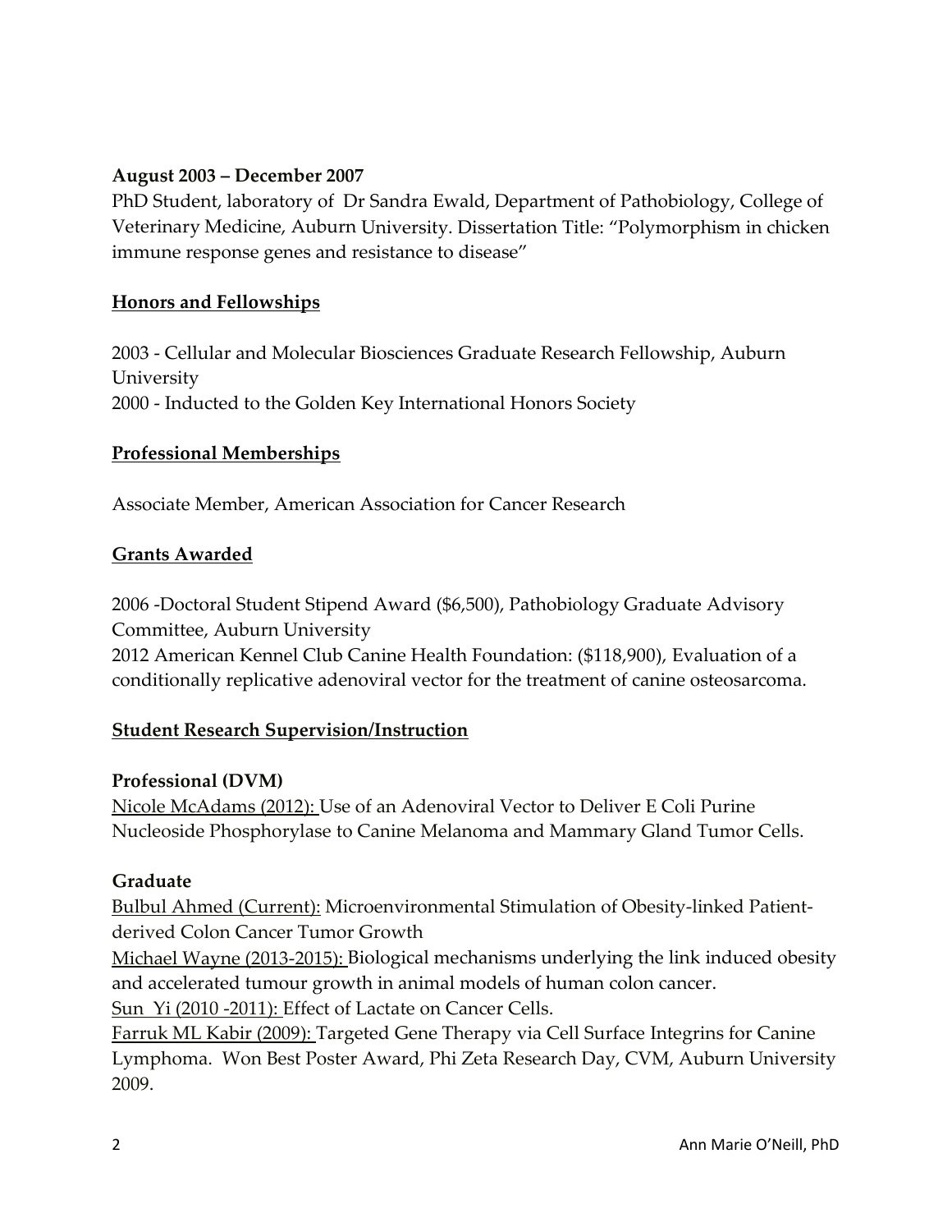**August 2003 – December 2007**
PhD Student, laboratory of Dr Sandra Ewald, Department of Pathobiology, College of Veterinary Medicine, Auburn University. Dissertation Title: "Polymorphism in chicken immune response genes and resistance to disease"

## Honors and Fellowships

2003 - Cellular and Molecular Biosciences Graduate Research Fellowship, Auburn University
2000 - Inducted to the Golden Key International Honors Society

## Professional Memberships

Associate Member, American Association for Cancer Research

## Grants Awarded

2006 -Doctoral Student Stipend Award ($6,500), Pathobiology Graduate Advisory Committee, Auburn University
2012 American Kennel Club Canine Health Foundation: ($118,900), Evaluation of a conditionally replicative adenoviral vector for the treatment of canine osteosarcoma.

## Student Research Supervision/Instruction

### Professional (DVM)

Nicole McAdams (2012): Use of an Adenoviral Vector to Deliver E Coli Purine Nucleoside Phosphorylase to Canine Melanoma and Mammary Gland Tumor Cells.

### Graduate

Bulbul Ahmed (Current): Microenvironmental Stimulation of Obesity-linked Patient-derived Colon Cancer Tumor Growth
Michael Wayne (2013-2015): Biological mechanisms underlying the link induced obesity and accelerated tumour growth in animal models of human colon cancer.
Sun Yi (2010 -2011): Effect of Lactate on Cancer Cells.
Farruk ML Kabir (2009): Targeted Gene Therapy via Cell Surface Integrins for Canine Lymphoma. Won Best Poster Award, Phi Zeta Research Day, CVM, Auburn University 2009.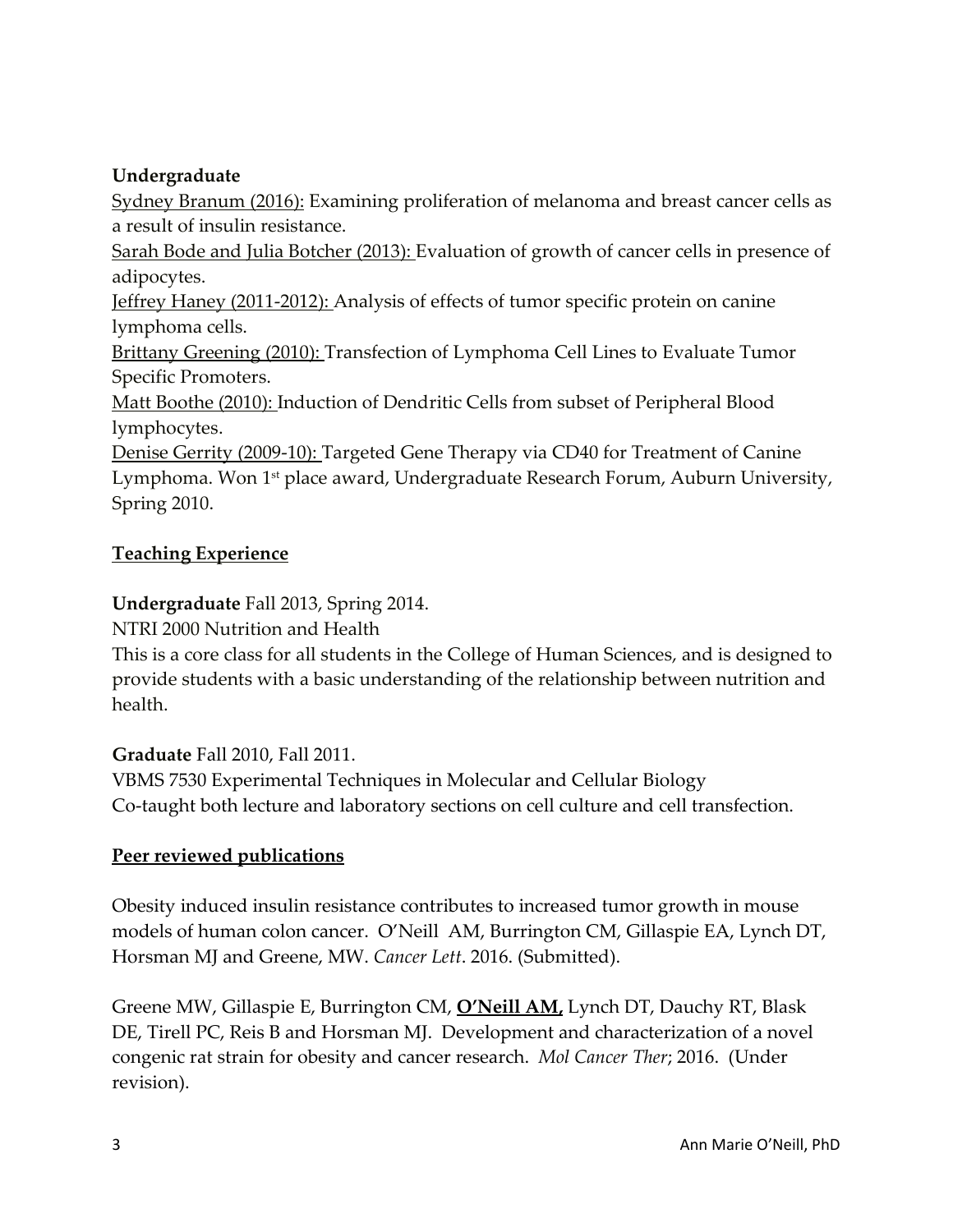**Undergraduate**

Sydney Branum (2016): Examining proliferation of melanoma and breast cancer cells as a result of insulin resistance.

Sarah Bode and Julia Botcher (2013): Evaluation of growth of cancer cells in presence of adipocytes.

Jeffrey Haney (2011-2012): Analysis of effects of tumor specific protein on canine lymphoma cells.

Brittany Greening (2010): Transfection of Lymphoma Cell Lines to Evaluate Tumor Specific Promoters.

Matt Boothe (2010): Induction of Dendritic Cells from subset of Peripheral Blood lymphocytes.

Denise Gerrity (2009-10): Targeted Gene Therapy via CD40 for Treatment of Canine Lymphoma. Won 1st place award, Undergraduate Research Forum, Auburn University, Spring 2010.

## Teaching Experience

**Undergraduate** Fall 2013, Spring 2014.

NTRI 2000 Nutrition and Health

This is a core class for all students in the College of Human Sciences, and is designed to provide students with a basic understanding of the relationship between nutrition and health.

**Graduate** Fall 2010, Fall 2011.

VBMS 7530 Experimental Techniques in Molecular and Cellular Biology

Co-taught both lecture and laboratory sections on cell culture and cell transfection.

## Peer reviewed publications

Obesity induced insulin resistance contributes to increased tumor growth in mouse models of human colon cancer. O'Neill AM, Burrington CM, Gillaspie EA, Lynch DT, Horsman MJ and Greene, MW. *Cancer Lett*. 2016. (Submitted).

Greene MW, Gillaspie E, Burrington CM, **O'Neill AM,** Lynch DT, Dauchy RT, Blask DE, Tirell PC, Reis B and Horsman MJ. Development and characterization of a novel congenic rat strain for obesity and cancer research. *Mol Cancer Ther*; 2016. (Under revision).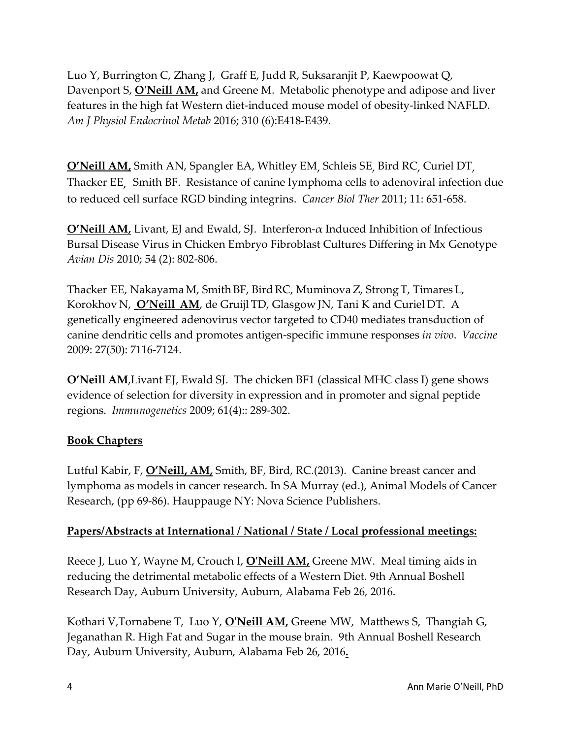Luo Y, Burrington C, Zhang J, Graff E, Judd R, Suksaranjit P, Kaewpoowat Q, Davenport S, **O'Neill AM,** and Greene M. Metabolic phenotype and adipose and liver features in the high fat Western diet-induced mouse model of obesity-linked NAFLD. *Am J Physiol Endocrinol Metab* 2016; 310 (6):E418-E439.

**O'Neill AM,** Smith AN, Spangler EA, Whitley EM, Schleis SE, Bird RC, Curiel DT, Thacker EE, Smith BF. Resistance of canine lymphoma cells to adenoviral infection due to reduced cell surface RGD binding integrins. *Cancer Biol Ther* 2011; 11: 651-658.

**O'Neill AM,** Livant, EJ and Ewald, SJ. Interferon-$\alpha$ Induced Inhibition of Infectious Bursal Disease Virus in Chicken Embryo Fibroblast Cultures Differing in Mx Genotype *Avian Dis* 2010; 54 (2): 802-806.

Thacker EE, Nakayama M, Smith BF, Bird RC, Muminova Z, Strong T, Timares L, Korokhov N, **O'Neill AM**, de Gruijl TD, Glasgow JN, Tani K and Curiel DT. A genetically engineered adenovirus vector targeted to CD40 mediates transduction of canine dendritic cells and promotes antigen-specific immune responses *in vivo*. *Vaccine* 2009: 27(50): 7116-7124.

**O'Neill AM**,Livant EJ, Ewald SJ. The chicken BF1 (classical MHC class I) gene shows evidence of selection for diversity in expression and in promoter and signal peptide regions. *Immunogenetics* 2009; 61(4):: 289-302.

## Book Chapters

Lutful Kabir, F, **O'Neill, AM,** Smith, BF, Bird, RC.(2013). Canine breast cancer and lymphoma as models in cancer research. In SA Murray (ed.), Animal Models of Cancer Research, (pp 69-86). Hauppauge NY: Nova Science Publishers.

## Papers/Abstracts at International / National / State / Local professional meetings:

Reece J, Luo Y, Wayne M, Crouch I, **O'Neill AM,** Greene MW. Meal timing aids in reducing the detrimental metabolic effects of a Western Diet. 9th Annual Boshell Research Day, Auburn University, Auburn, Alabama Feb 26, 2016.

Kothari V,Tornabene T, Luo Y, **O'Neill AM,** Greene MW, Matthews S, Thangiah G, Jeganathan R. High Fat and Sugar in the mouse brain. 9th Annual Boshell Research Day, Auburn University, Auburn, Alabama Feb 26, 2016.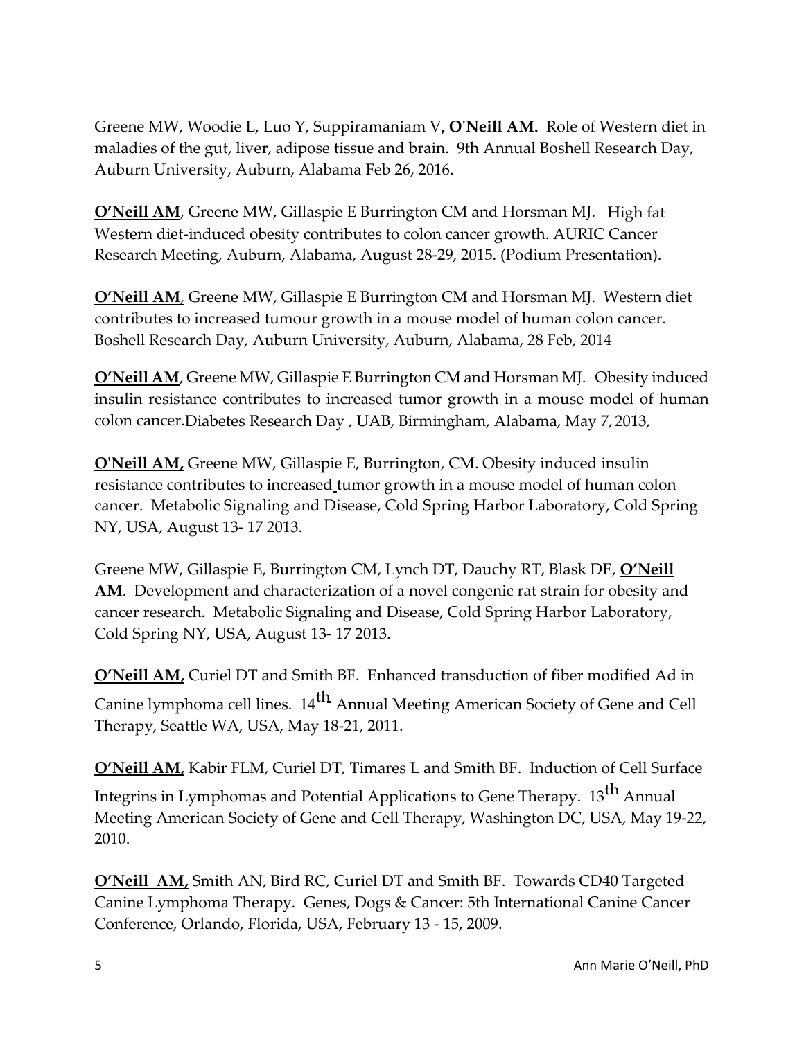Greene MW, Woodie L, Luo Y, Suppiramaniam V, **O'Neill AM.** Role of Western diet in maladies of the gut, liver, adipose tissue and brain. 9th Annual Boshell Research Day, Auburn University, Auburn, Alabama Feb 26, 2016.

**O'Neill AM**, Greene MW, Gillaspie E Burrington CM and Horsman MJ. High fat Western diet-induced obesity contributes to colon cancer growth. AURIC Cancer Research Meeting, Auburn, Alabama, August 28-29, 2015. (Podium Presentation).

**O'Neill AM**, Greene MW, Gillaspie E Burrington CM and Horsman MJ. Western diet contributes to increased tumour growth in a mouse model of human colon cancer. Boshell Research Day, Auburn University, Auburn, Alabama, 28 Feb, 2014

**O'Neill AM**, Greene MW, Gillaspie E Burrington CM and Horsman MJ. Obesity induced insulin resistance contributes to increased tumor growth in a mouse model of human colon cancer.Diabetes Research Day , UAB, Birmingham, Alabama, May 7, 2013,

**O'Neill AM,** Greene MW, Gillaspie E, Burrington, CM. Obesity induced insulin resistance contributes to increased tumor growth in a mouse model of human colon cancer. Metabolic Signaling and Disease, Cold Spring Harbor Laboratory, Cold Spring NY, USA, August 13- 17 2013.

Greene MW, Gillaspie E, Burrington CM, Lynch DT, Dauchy RT, Blask DE, **O'Neill AM**. Development and characterization of a novel congenic rat strain for obesity and cancer research. Metabolic Signaling and Disease, Cold Spring Harbor Laboratory, Cold Spring NY, USA, August 13- 17 2013.

**O'Neill AM,** Curiel DT and Smith BF. Enhanced transduction of fiber modified Ad in Canine lymphoma cell lines. 14th Annual Meeting American Society of Gene and Cell Therapy, Seattle WA, USA, May 18-21, 2011.

**O'Neill AM,** Kabir FLM, Curiel DT, Timares L and Smith BF. Induction of Cell Surface Integrins in Lymphomas and Potential Applications to Gene Therapy. 13th Annual Meeting American Society of Gene and Cell Therapy, Washington DC, USA, May 19-22, 2010.

**O'Neill AM,** Smith AN, Bird RC, Curiel DT and Smith BF. Towards CD40 Targeted Canine Lymphoma Therapy. Genes, Dogs & Cancer: 5th International Canine Cancer Conference, Orlando, Florida, USA, February 13 - 15, 2009.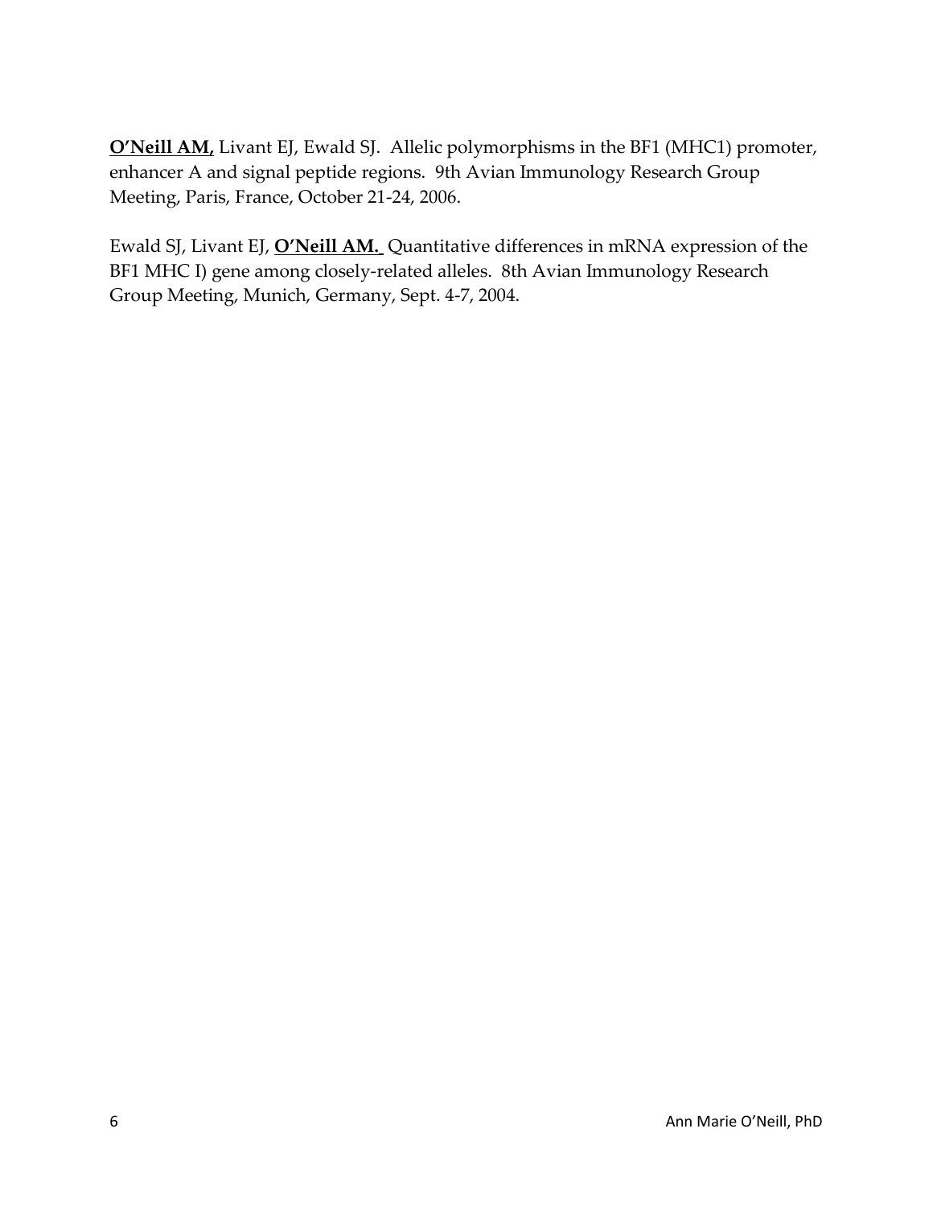**O'Neill AM,** Livant EJ, Ewald SJ. Allelic polymorphisms in the BF1 (MHC1) promoter, enhancer A and signal peptide regions. 9th Avian Immunology Research Group Meeting, Paris, France, October 21-24, 2006.

Ewald SJ, Livant EJ, **O'Neill AM.** Quantitative differences in mRNA expression of the BF1 MHC I) gene among closely-related alleles. 8th Avian Immunology Research Group Meeting, Munich, Germany, Sept. 4-7, 2004.